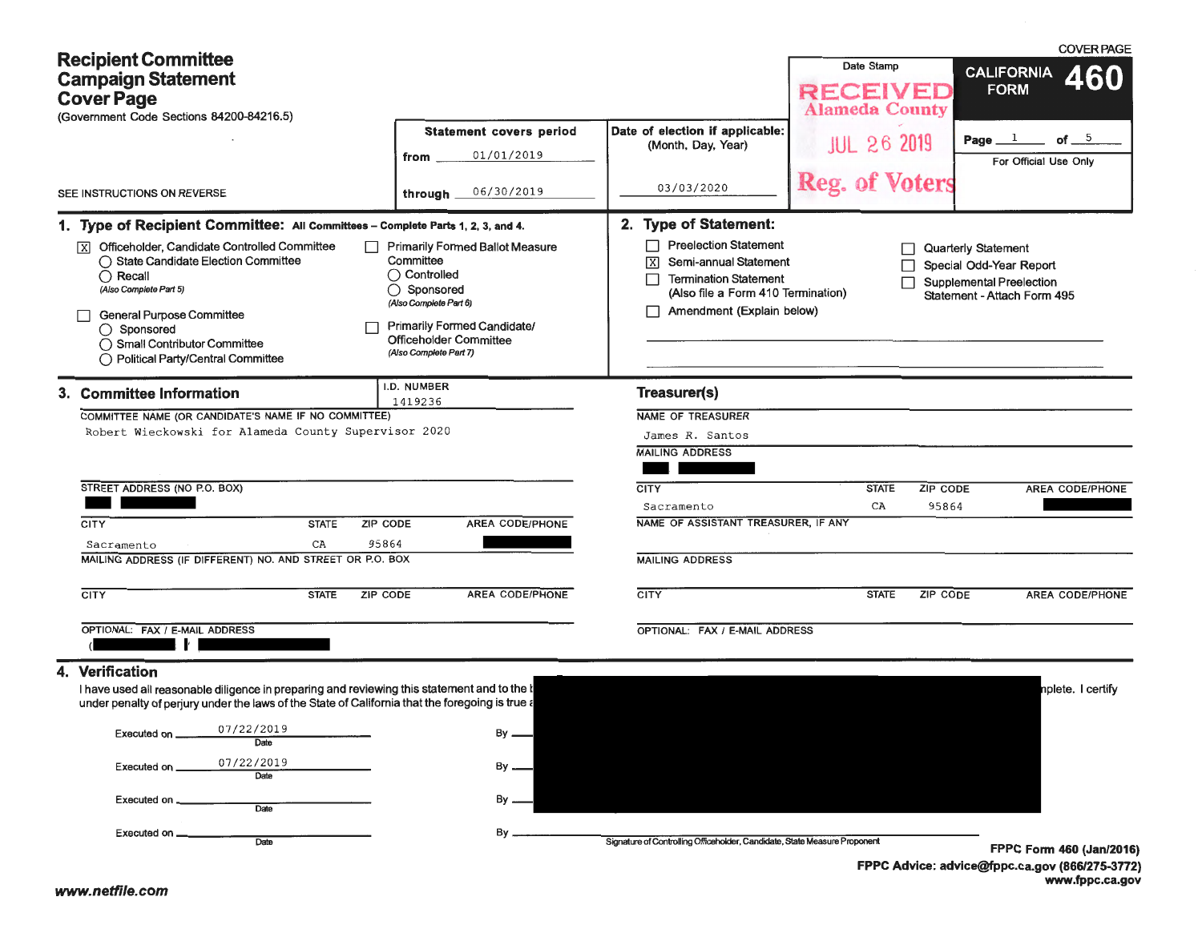COVER PAGE

# Recipient Committee Campaign Statement Cover Page

(Government Code Sections 84200-84216.5)

SEE INSTRUCTIONS ON REVERSE

**CALIFORNIA FORM 460**

Page 1 of 5

For Official Use Only

Date Stamp

RECEIVED
Alameda County
JUL 26 2019
Reg. of Voters

**Statement covers period**

from 01/01/2019

through 06/30/2019

**Date of election if applicable:** (Month, Day, Year)

03/03/2020

## 1. Type of Recipient Committee: All Committees – Complete Parts 1, 2, 3, and 4.

- [X] Officeholder, Candidate Controlled Committee
  - ○ State Candidate Election Committee
  - ○ Recall *(Also Complete Part 5)*
- [ ] General Purpose Committee
  - ○ Sponsored
  - ○ Small Contributor Committee
  - ○ Political Party/Central Committee
- [ ] Primarily Formed Ballot Measure Committee
  - ○ Controlled
  - ○ Sponsored *(Also Complete Part 6)*
- [ ] Primarily Formed Candidate/Officeholder Committee *(Also Complete Part 7)*

## 2. Type of Statement:

- [ ] Preelection Statement
- [X] Semi-annual Statement
- [ ] Termination Statement (Also file a Form 410 Termination)
- [ ] Amendment (Explain below)
- [ ] Quarterly Statement
- [ ] Special Odd-Year Report
- [ ] Supplemental Preelection Statement - Attach Form 495

## 3. Committee Information

I.D. NUMBER: 1419236

COMMITTEE NAME (OR CANDIDATE'S NAME IF NO COMMITTEE): Robert Wieckowski for Alameda County Supervisor 2020

STREET ADDRESS (NO P.O. BOX): [REDACTED]

| CITY | STATE | ZIP CODE | AREA CODE/PHONE |
|---|---|---|---|
| Sacramento | CA | 95864 | [REDACTED] |

MAILING ADDRESS (IF DIFFERENT) NO. AND STREET OR P.O. BOX

| CITY | STATE | ZIP CODE | AREA CODE/PHONE |
|---|---|---|---|
| | | | |

OPTIONAL: FAX / E-MAIL ADDRESS: [REDACTED]

### Treasurer(s)

NAME OF TREASURER: James R. Santos

MAILING ADDRESS: [REDACTED]

| CITY | STATE | ZIP CODE | AREA CODE/PHONE |
|---|---|---|---|
| Sacramento | CA | 95864 | [REDACTED] |

NAME OF ASSISTANT TREASURER, IF ANY

MAILING ADDRESS

| CITY | STATE | ZIP CODE | AREA CODE/PHONE |
|---|---|---|---|
| | | | |

OPTIONAL: FAX / E-MAIL ADDRESS

## 4. Verification

I have used all reasonable diligence in preparing and reviewing this statement and to the b[REDACTED]nplete. I certify under penalty of perjury under the laws of the State of California that the foregoing is true a[REDACTED]

Executed on 07/22/2019 (Date) By [REDACTED]

Executed on 07/22/2019 (Date) By [REDACTED]

Executed on ________ (Date) By [REDACTED]

Executed on ________ (Date) By ________
Signature of Controlling Officeholder, Candidate, State Measure Proponent

FPPC Form 460 (Jan/2016)
FPPC Advice: advice@fppc.ca.gov (866/275-3772)
www.fppc.ca.gov

www.netfile.com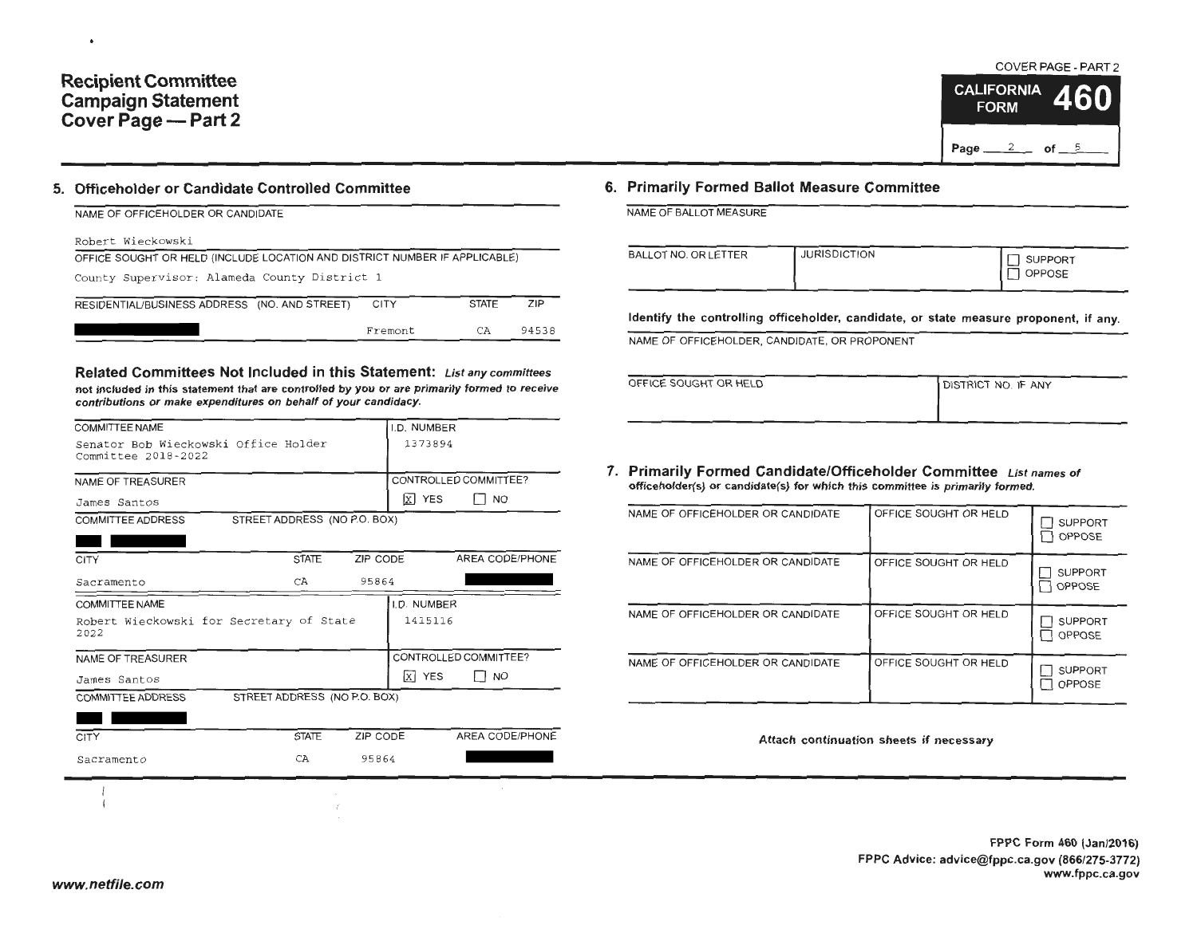# Recipient Committee Campaign Statement Cover Page — Part 2

COVER PAGE - PART 2

**CALIFORNIA FORM 460**

Page 2 of 5

## 5. Officeholder or Candidate Controlled Committee

NAME OF OFFICEHOLDER OR CANDIDATE

Robert Wieckowski

OFFICE SOUGHT OR HELD (INCLUDE LOCATION AND DISTRICT NUMBER IF APPLICABLE)

County Supervisor; Alameda County District 1

| RESIDENTIAL/BUSINESS ADDRESS (NO. AND STREET) | CITY | STATE | ZIP |
|---|---|---|---|
| [redacted] | Fremont | CA | 94538 |

### Related Committees Not Included in this Statement:

*List any committees not included in this statement that are controlled by you or are primarily formed to receive contributions or make expenditures on behalf of your candidacy.*

| COMMITTEE NAME | I.D. NUMBER |
|---|---|
| Senator Bob Wieckowski Office Holder Committee 2018-2022 | 1373894 |

| NAME OF TREASURER | CONTROLLED COMMITTEE? |
|---|---|
| James Santos | [X] YES [ ] NO |

COMMITTEE ADDRESS — STREET ADDRESS (NO P.O. BOX): [redacted]

| CITY | STATE | ZIP CODE | AREA CODE/PHONE |
|---|---|---|---|
| Sacramento | CA | 95864 | [redacted] |

| COMMITTEE NAME | I.D. NUMBER |
|---|---|
| Robert Wieckowski for Secretary of State 2022 | 1415116 |

| NAME OF TREASURER | CONTROLLED COMMITTEE? |
|---|---|
| James Santos | [X] YES [ ] NO |

COMMITTEE ADDRESS — STREET ADDRESS (NO P.O. BOX): [redacted]

| CITY | STATE | ZIP CODE | AREA CODE/PHONE |
|---|---|---|---|
| Sacramento | CA | 95864 | [redacted] |

## 6. Primarily Formed Ballot Measure Committee

NAME OF BALLOT MEASURE

| BALLOT NO. OR LETTER | JURISDICTION | [ ] SUPPORT [ ] OPPOSE |
|---|---|---|
| | | |

**Identify the controlling officeholder, candidate, or state measure proponent, if any.**

NAME OF OFFICEHOLDER, CANDIDATE, OR PROPONENT

| OFFICE SOUGHT OR HELD | DISTRICT NO. IF ANY |
|---|---|
| | |

## 7. Primarily Formed Candidate/Officeholder Committee

*List names of officeholder(s) or candidate(s) for which this committee is primarily formed.*

| NAME OF OFFICEHOLDER OR CANDIDATE | OFFICE SOUGHT OR HELD | SUPPORT / OPPOSE |
|---|---|---|
| | | [ ] SUPPORT [ ] OPPOSE |
| | | [ ] SUPPORT [ ] OPPOSE |
| | | [ ] SUPPORT [ ] OPPOSE |
| | | [ ] SUPPORT [ ] OPPOSE |

*Attach continuation sheets if necessary*

FPPC Form 460 (Jan/2016)
FPPC Advice: advice@fppc.ca.gov (866/275-3772)
www.fppc.ca.gov

www.netfile.com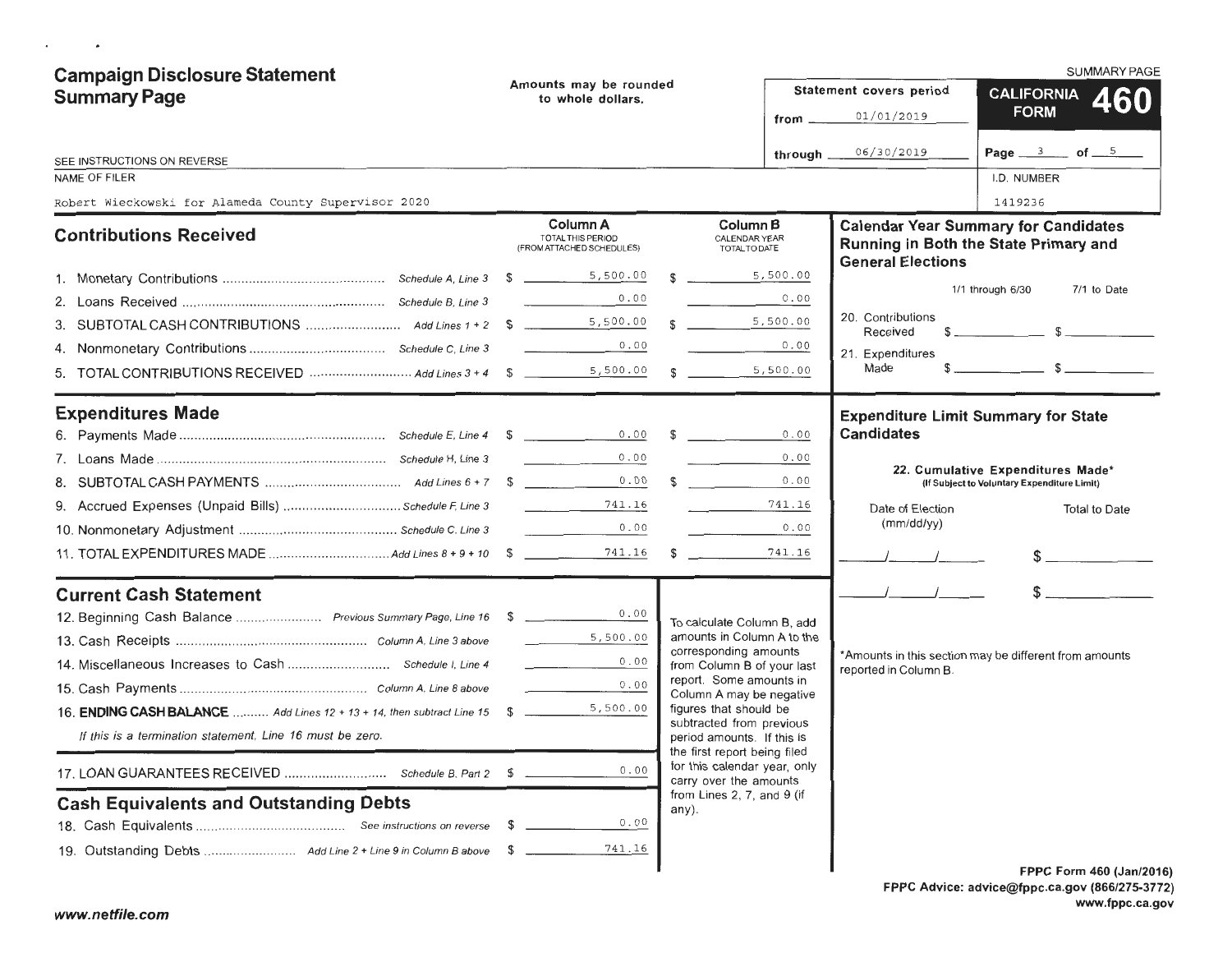# Campaign Disclosure Statement Summary Page

Amounts may be rounded to whole dollars.

Statement covers period from 01/01/2019 through 06/30/2019

SUMMARY PAGE

**CALIFORNIA FORM 460**

SEE INSTRUCTIONS ON REVERSE

NAME OF FILER: Robert Wieckowski for Alameda County Supervisor 2020

I.D. NUMBER: 1419236

## Contributions Received

| | | Column A TOTAL THIS PERIOD (FROM ATTACHED SCHEDULES) | Column B CALENDAR YEAR TOTAL TO DATE |
|---|---|---|---|
| 1. Monetary Contributions | Schedule A, Line 3 | $ 5,500.00 | $ 5,500.00 |
| 2. Loans Received | Schedule B, Line 3 | 0.00 | 0.00 |
| 3. SUBTOTAL CASH CONTRIBUTIONS | Add Lines 1 + 2 | $ 5,500.00 | $ 5,500.00 |
| 4. Nonmonetary Contributions | Schedule C, Line 3 | 0.00 | 0.00 |
| 5. TOTAL CONTRIBUTIONS RECEIVED | Add Lines 3 + 4 | $ 5,500.00 | $ 5,500.00 |

## Expenditures Made

| | | Column A | Column B |
|---|---|---|---|
| 6. Payments Made | Schedule E, Line 4 | $ 0.00 | $ 0.00 |
| 7. Loans Made | Schedule H, Line 3 | 0.00 | 0.00 |
| 8. SUBTOTAL CASH PAYMENTS | Add Lines 6 + 7 | $ 0.00 | $ 0.00 |
| 9. Accrued Expenses (Unpaid Bills) | Schedule F, Line 3 | 741.16 | 741.16 |
| 10. Nonmonetary Adjustment | Schedule C, Line 3 | 0.00 | 0.00 |
| 11. TOTAL EXPENDITURES MADE | Add Lines 8 + 9 + 10 | $ 741.16 | $ 741.16 |

## Current Cash Statement

| | | |
|---|---|---|
| 12. Beginning Cash Balance | Previous Summary Page, Line 16 | $ 0.00 |
| 13. Cash Receipts | Column A, Line 3 above | 5,500.00 |
| 14. Miscellaneous Increases to Cash | Schedule I, Line 4 | 0.00 |
| 15. Cash Payments | Column A, Line 8 above | 0.00 |
| 16. **ENDING CASH BALANCE** | Add Lines 12 + 13 + 14, then subtract Line 15 | $ 5,500.00 |

*If this is a termination statement, Line 16 must be zero.*

| | | |
|---|---|---|
| 17. LOAN GUARANTEES RECEIVED | Schedule B, Part 2 | $ 0.00 |

## Cash Equivalents and Outstanding Debts

| | | |
|---|---|---|
| 18. Cash Equivalents | See instructions on reverse | $ 0.00 |
| 19. Outstanding Debts | Add Line 2 + Line 9 in Column B above | $ 741.16 |

To calculate Column B, add amounts in Column A to the corresponding amounts from Column B of your last report. Some amounts in Column A may be negative figures that should be subtracted from previous period amounts. If this is the first report being filed for this calendar year, only carry over the amounts from Lines 2, 7, and 9 (if any).

## Calendar Year Summary for Candidates Running in Both the State Primary and General Elections

| | 1/1 through 6/30 | 7/1 to Date |
|---|---|---|
| 20. Contributions Received | $ | $ |
| 21. Expenditures Made | $ | $ |

## Expenditure Limit Summary for State Candidates

**22. Cumulative Expenditures Made*** (If Subject to Voluntary Expenditure Limit)

| Date of Election (mm/dd/yy) | Total to Date |
|---|---|
| / / | $ |
| / / | $ |

*Amounts in this section may be different from amounts reported in Column B.

FPPC Form 460 (Jan/2016)
FPPC Advice: advice@fppc.ca.gov (866/275-3772)
www.fppc.ca.gov

www.netfile.com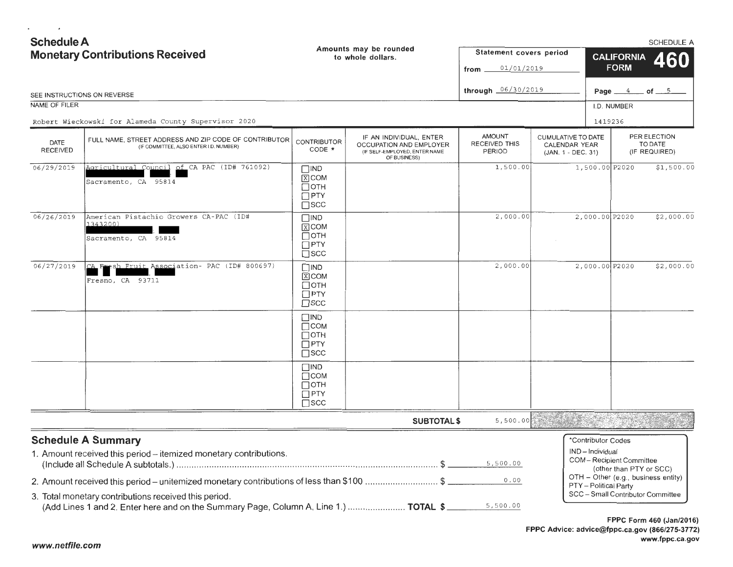# Schedule A
## Monetary Contributions Received

Amounts may be rounded to whole dollars.

SEE INSTRUCTIONS ON REVERSE

Statement covers period from 01/01/2019 through 06/30/2019

SCHEDULE A

**CALIFORNIA FORM 460**

NAME OF FILER: Robert Wieckowski for Alameda County Supervisor 2020

I.D. NUMBER: 1419236

| DATE RECEIVED | FULL NAME, STREET ADDRESS AND ZIP CODE OF CONTRIBUTOR (IF COMMITTEE, ALSO ENTER I.D. NUMBER) | CONTRIBUTOR CODE * | IF AN INDIVIDUAL, ENTER OCCUPATION AND EMPLOYER (IF SELF-EMPLOYED, ENTER NAME OF BUSINESS) | AMOUNT RECEIVED THIS PERIOD | CUMULATIVE TO DATE CALENDAR YEAR (JAN. 1 - DEC. 31) | PER ELECTION TO DATE (IF REQUIRED) |
|---|---|---|---|---|---|---|
| 06/29/2019 | Agricultural Council of CA PAC (ID# 761092) [REDACTED] Sacramento, CA 95814 | ☐IND ☒COM ☐OTH ☐PTY ☐SCC | | 1,500.00 | 1,500.00 | P2020 $1,500.00 |
| 06/26/2019 | American Pistachio Growers CA-PAC (ID# 1343200) [REDACTED] Sacramento, CA 95814 | ☐IND ☒COM ☐OTH ☐PTY ☐SCC | | 2,000.00 | 2,000.00 | P2020 $2,000.00 |
| 06/27/2019 | CA Fresh Fruit Association- PAC (ID# 800697) [REDACTED] Fresno, CA 93711 | ☐IND ☒COM ☐OTH ☐PTY ☐SCC | | 2,000.00 | 2,000.00 | P2020 $2,000.00 |
| | | ☐IND ☐COM ☐OTH ☐PTY ☐SCC | | | | |
| | | ☐IND ☐COM ☐OTH ☐PTY ☐SCC | | | | |
| | | | **SUBTOTAL $** | 5,500.00 | | |

## Schedule A Summary

1. Amount received this period – itemized monetary contributions. (Include all Schedule A subtotals.) $ 5,500.00
2. Amount received this period – unitemized monetary contributions of less than $100 $ 0.00
3. Total monetary contributions received this period. (Add Lines 1 and 2. Enter here and on the Summary Page, Column A, Line 1.) **TOTAL $** 5,500.00

*Contributor Codes
- IND – Individual
- COM – Recipient Committee (other than PTY or SCC)
- OTH – Other (e.g., business entity)
- PTY – Political Party
- SCC – Small Contributor Committee

**FPPC Form 460 (Jan/2016)**
**FPPC Advice: advice@fppc.ca.gov (866/275-3772)**
**www.fppc.ca.gov**

*www.netfile.com*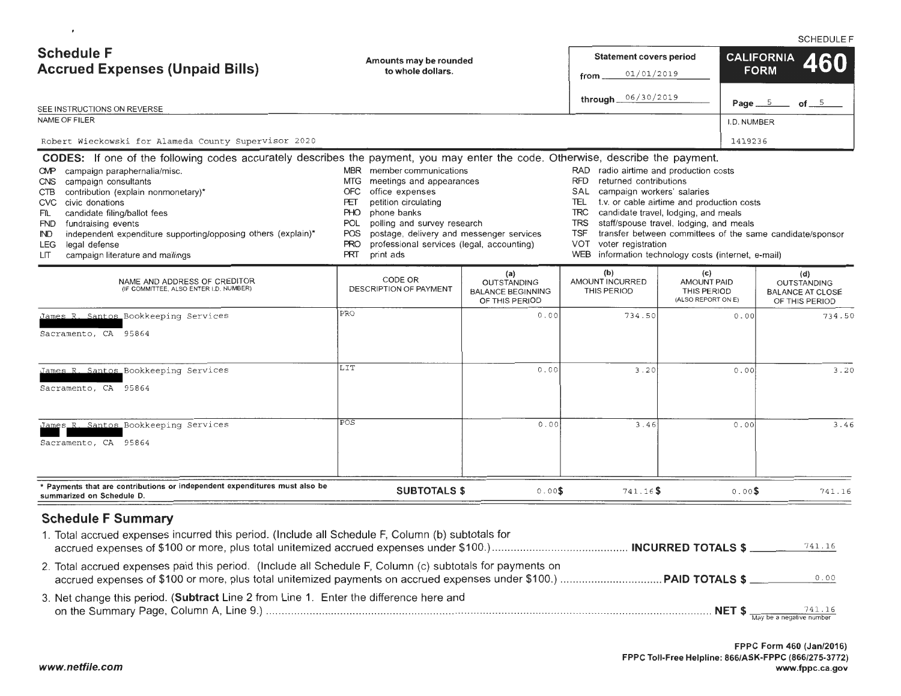SCHEDULE F

# Schedule F
## Accrued Expenses (Unpaid Bills)

Amounts may be rounded to whole dollars.

Statement covers period from 01/01/2019 through 06/30/2019

CALIFORNIA FORM **460**

SEE INSTRUCTIONS ON REVERSE

NAME OF FILER: Robert Wieckowski for Alameda County Supervisor 2020

I.D. NUMBER: 1419236

**CODES:** If one of the following codes accurately describes the payment, you may enter the code. Otherwise, describe the payment.

- CMP campaign paraphernalia/misc.
- CNS campaign consultants
- CTB contribution (explain nonmonetary)*
- CVC civic donations
- FIL candidate filing/ballot fees
- FND fundraising events
- IND independent expenditure supporting/opposing others (explain)*
- LEG legal defense
- LIT campaign literature and mailings
- MBR member communications
- MTG meetings and appearances
- OFC office expenses
- PET petition circulating
- PHO phone banks
- POL polling and survey research
- POS postage, delivery and messenger services
- PRO professional services (legal, accounting)
- PRT print ads
- RAD radio airtime and production costs
- RFD returned contributions
- SAL campaign workers' salaries
- TEL t.v. or cable airtime and production costs
- TRC candidate travel, lodging, and meals
- TRS staff/spouse travel, lodging, and meals
- TSF transfer between committees of the same candidate/sponsor
- VOT voter registration
- WEB information technology costs (internet, e-mail)

| NAME AND ADDRESS OF CREDITOR (IF COMMITTEE, ALSO ENTER I.D. NUMBER) | CODE OR DESCRIPTION OF PAYMENT | (a) OUTSTANDING BALANCE BEGINNING OF THIS PERIOD | (b) AMOUNT INCURRED THIS PERIOD | (c) AMOUNT PAID THIS PERIOD (ALSO REPORT ON E) | (d) OUTSTANDING BALANCE AT CLOSE OF THIS PERIOD |
|---|---|---|---|---|---|
| James R. Santos Bookkeeping Services<br>Sacramento, CA 95864 | PRO | 0.00 | 734.50 | 0.00 | 734.50 |
| James R. Santos Bookkeeping Services<br>Sacramento, CA 95864 | LIT | 0.00 | 3.20 | 0.00 | 3.20 |
| James R. Santos Bookkeeping Services<br>Sacramento, CA 95864 | POS | 0.00 | 3.46 | 0.00 | 3.46 |
| * Payments that are contributions or independent expenditures must also be summarized on Schedule D. | **SUBTOTALS $** | 0.00 | 741.16 | 0.00 | 741.16 |

## Schedule F Summary

1. Total accrued expenses incurred this period. (Include all Schedule F, Column (b) subtotals for accrued expenses of $100 or more, plus total unitemized accrued expenses under $100.) **INCURRED TOTALS $** 741.16
2. Total accrued expenses paid this period. (Include all Schedule F, Column (c) subtotals for payments on accrued expenses of $100 or more, plus total unitemized payments on accrued expenses under $100.) **PAID TOTALS $** 0.00
3. Net change this period. (**Subtract** Line 2 from Line 1. Enter the difference here and on the Summary Page, Column A, Line 9.) **NET $** 741.16 (May be a negative number)

www.netfile.com

FPPC Form 460 (Jan/2016)
FPPC Toll-Free Helpline: 866/ASK-FPPC (866/275-3772)
www.fppc.ca.gov